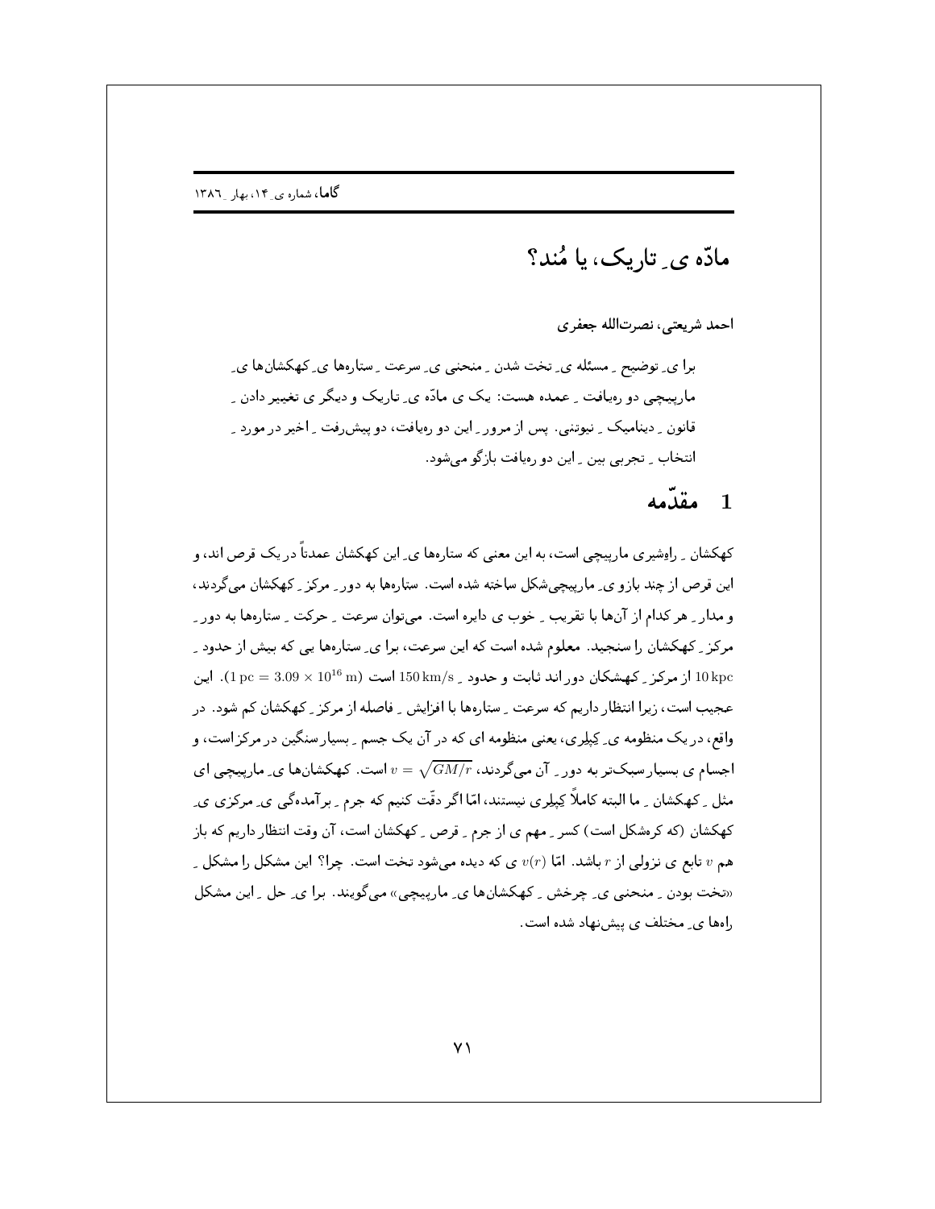# مادّه یِ تاریک، یا مُند؟

**احمد شریعتی، نصرت‌الله جعفری**

برا یِ توضیحِ مسئله یِ تخت شدنِ منحنی یِ سرعتِ ستاره‌ها یِ کهکشان‌ها یِ مارپیچی دو رهیافتِ عمده هست: یک ی مادّه یِ تاریک و دیگر ی تغییر دادنِ قانونِ دینامیکِ نیوتنی. پس از مرورِ این دو رهیافت، دو پیش‌رفتِ اخیر در موردِ انتخابِ تجربی بینِ این دو رهیافت بازگو می‌شود.

## 1 مقدّمه

کهکشانِ راهِ‌شیری مارپیچی است، به این معنی که ستاره‌ها یِ این کهکشان عمدتاً در یک قرص اند، و این قرص از چند بازو یِ مارپیچی‌شکل ساخته شده است. ستاره‌ها به دورِ مرکزِ کهکشان می‌گردند، و مدارِ هر کدام از آن‌ها با تقریبِ خوب ی دایره است. می‌توان سرعتِ حرکتِ ستاره‌ها به دورِ مرکزِ کهکشان را سنجید. معلوم شده است که این سرعت، برا یِ ستاره‌ها یی که بیش از حدودِ $10\,\mathrm{kpc}$ از مرکزِ کهکشان دور اند ثابت و حدودِ $150\,\mathrm{km/s}$ است ($1\,\mathrm{pc} = 3.09 \times 10^{16}\,\mathrm{m}$). این عجیب است، زیرا انتظار داریم که سرعتِ ستاره‌ها با افزایشِ فاصله از مرکزِ کهکشان کم شود. در واقع، در یک منظومه ای کِپلری، یعنی منظومه ای که در آن یک جسمِ بسیار سنگین در مرکز است، و اجسام ی بسیار سبک‌تر به دورِ آن می‌گردند، $v = \sqrt{GM/r}$ است. کهکشان‌ها یِ مارپیچی ای مثلِ کهکشانِ ما البته کاملاً کِپلری نیستند، امّا اگر دقّت کنیم که جرمِ برآمدگی یِ مرکزی یِ کهکشان (که کره‌شکل است) کسرِ مهم ی از جرمِ قرصِ کهکشان است، آن وقت انتظار داریم که باز هم $v$ تابع ی نزولی از $r$ باشد. امّا $v(r)$ ی که دیده می‌شود تخت است. چرا؟ این مشکل را مشکلِ «تخت بودنِ منحنی یِ چرخشِ کهکشان‌ها یِ مارپیچی» می‌گویند. برا یِ حلِ این مشکل راه‌ها یِ مختلف ی پیش‌نهاد شده است.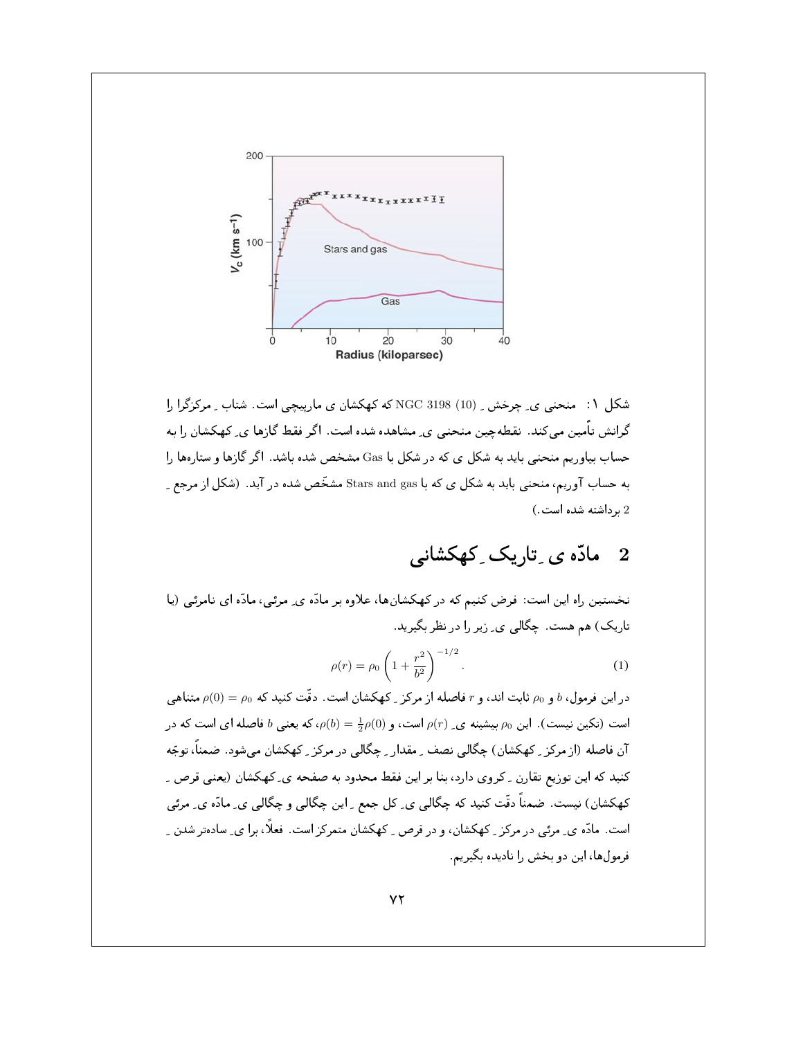شکل ۱: منحنی ی ِ چرخش ِ NGC 3198 (10) که کهکشان ی مارپیچی است. شتاب ِ مرکزگرا را گرانش تأمین می‌کند. نقطه‌چین منحنی ی ِ مشاهده شده است. اگر فقط گازها ی ِ کهکشان را به حساب بیاوریم منحنی باید به شکل ی که در شکل با Gas مشخص شده باشد. اگر گازها و ستاره‌ها را به حساب آوریم، منحنی باید به شکل ی که با Stars and gas مشخّص شده در آید. (شکل از مرجع ِ 2 برداشته شده است.)

## 2 مادّه ی ِ تاریک ِ کهکشانی

نخستین راه این است: فرض کنیم که در کهکشان‌ها، علاوه بر مادّه ی ِ مرئی، مادّه ای نامرئی (یا تاریک) هم هست. چگالی ی ِ زیر را در نظر بگیرید.

$$\rho(r) = \rho_0 \left(1 + \frac{r^2}{b^2}\right)^{-1/2}. \tag{1}$$

در این فرمول، $b$ و $\rho_0$ ثابت اند، و $r$ فاصله از مرکز ِ کهکشان است. دقّت کنید که $\rho(0) = \rho_0$ متناهی است (تکین نیست). این $\rho_0$ بیشینه ی ِ $\rho(r)$ است، و $\rho(b) = \frac{1}{2}\rho(0)$، که یعنی $b$ فاصله ای است که در آن فاصله (از مرکز ِ کهکشان) چگالی نصف ِ مقدار ِ چگالی در مرکز ِ کهکشان می‌شود. ضمناً، توجّه کنید که این توزیع تقارن ِ کروی دارد، بنا بر این فقط محدود به صفحه ی ِ کهکشان (یعنی قرص ِ کهکشان) نیست. ضمناً دقّت کنید که چگالی ی ِ کل جمع ِ این چگالی و چگالی ی ِ مادّه ی ِ مرئی است. مادّه ی ِ مرئی در مرکز ِ کهکشان، و در قرص ِ کهکشان متمرکز است. فعلاً، برا ی ِ ساده‌تر شدن ِ فرمول‌ها، این دو بخش را نادیده بگیریم.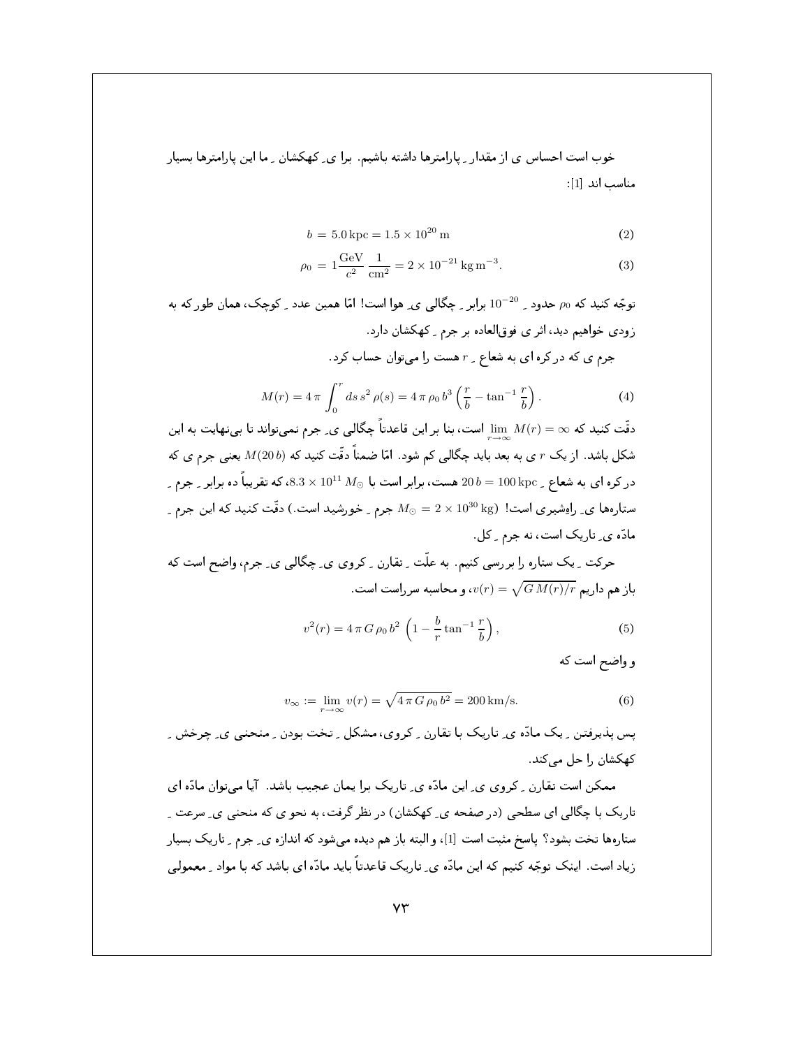خوب است احساس ی از مقدار ِ پارامترها داشته باشیم. برا ی ِ کهکشان ِ ما این پارامترها بسیار مناسب اند [1]:

$$b \,=\, 5.0\,\mathrm{kpc} = 1.5\times 10^{20}\,\mathrm{m} \tag{2}$$

$$\rho_0 \,=\, 1\frac{\mathrm{GeV}}{c^2}\,\frac{1}{\mathrm{cm}^2} = 2\times 10^{-21}\,\mathrm{kg\,m^{-3}}. \tag{3}$$

توجّه کنید که $\rho_0$ حدود ِ $10^{-20}$ برابر ِ چگالی ی ِ هوا است! امّا همین عدد ِ کوچک، همان طور که به زودی خواهیم دید، اثر ی فوق‌العاده بر جرم ِ کهکشان دارد.

جرم ی که در کره ای به شعاع ِ $r$ هست را می‌توان حساب کرد.

$$M(r) = 4\,\pi\int_0^r ds\,s^2\,\rho(s) = 4\,\pi\,\rho_0\,b^3\left(\frac{r}{b} - \tan^{-1}\frac{r}{b}\right). \tag{4}$$

دقّت کنید که $\lim\limits_{r\to\infty} M(r) = \infty$ است، بنا بر این قاعدتاً چگالی ی ِ جرم نمی‌تواند تا بی‌نهایت به این شکل باشد. از یک $r$ ی به بعد باید چگالی کم شود. امّا ضمناً دقّت کنید که $M(20\,b)$ یعنی جرم ی که در کره ای به شعاع ِ $20\,b = 100\,\mathrm{kpc}$ هست، برابر است با $8.3\times 10^{11}\,M_\odot$، که تقریباً ده برابر ِ جرم ِ ستاره‌ها ی ِ راهِ‌شیری است! ($M_\odot = 2\times 10^{30}\,\mathrm{kg}$ جرم ِ خورشید است.) دقّت کنید که این جرم ِ مادّه ی ِ تاریک است، نه جرم ِ کل.

حرکت ِ یک ستاره را بررسی کنیم. به علّت ِ تقارن ِ کروی ی ِ چگالی ی ِ جرم، واضح است که باز هم داریم $v(r) = \sqrt{G\,M(r)/r}$، و محاسبه سرراست است.

$$v^2(r) = 4\,\pi\,G\,\rho_0\,b^2\,\left(1 - \frac{b}{r}\tan^{-1}\frac{r}{b}\right), \tag{5}$$

و واضح است که

$$v_\infty := \lim_{r\to\infty} v(r) = \sqrt{4\,\pi\,G\,\rho_0\,b^2} = 200\,\mathrm{km/s}. \tag{6}$$

پس پذیرفتن ِ یک مادّه ی ِ تاریک با تقارن ِ کروی، مشکل ِ تخت بودن ِ منحنی ی ِ چرخش ِ کهکشان را حل می‌کند.

ممکن است تقارن ِ کروی ی ِ این مادّه ی ِ تاریک برا یمان عجیب باشد. آیا می‌توان مادّه ای تاریک با چگالی ای سطحی (در صفحه ی ِ کهکشان) در نظر گرفت، به نحو ی که منحنی ی ِ سرعت ِ ستاره‌ها تخت بشود؟ پاسخ مثبت است [1]، و البته باز هم دیده می‌شود که اندازه ی ِ جرم ِ تاریک بسیار زیاد است. اینک توجّه کنیم که این مادّه ی ِ تاریک قاعدتاً باید مادّه ای باشد که با مواد ِ معمولی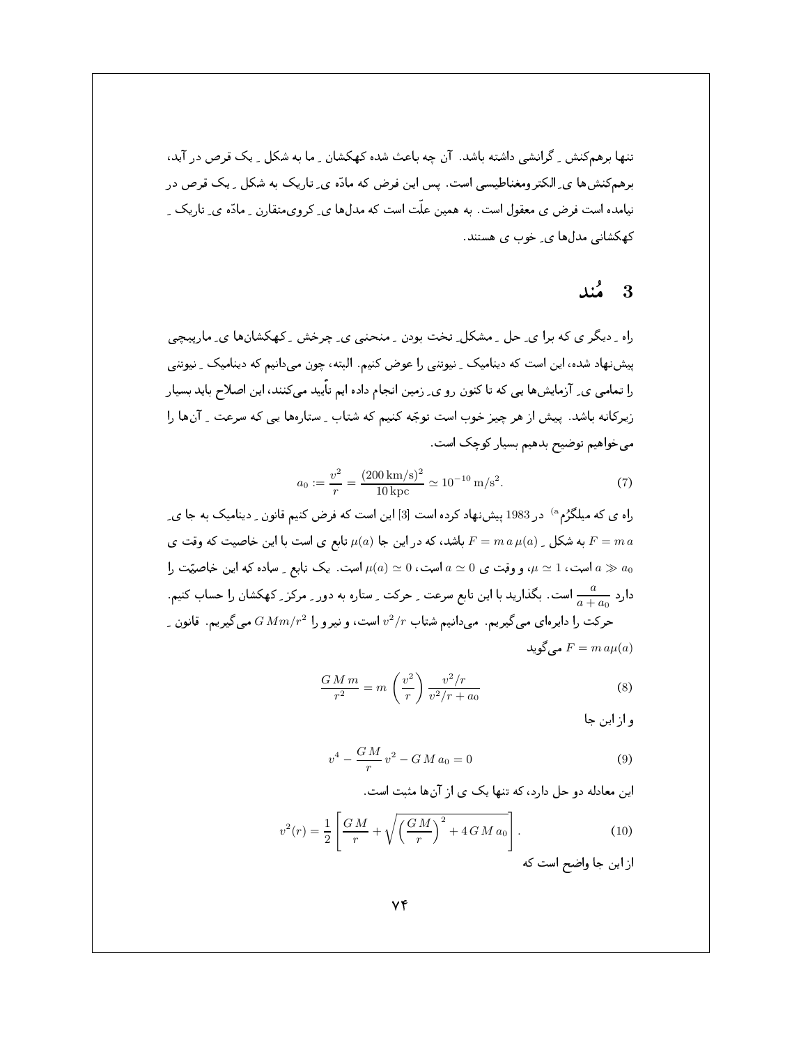تنها برهم‌کنش ـ گرانشی داشته باشد. آن چه باعث شده کهکشان ـ ما به شکل ـ یک قرص در آید، برهم‌کنش‌ها یِ الکترومغناطیسی است. پس این فرض که مادّه یِ تاریک به شکل ـ یک قرص در نیامده است فرض ی معقول است. به همین علّت است که مدل‌ها یِ کروی‌متقارن ـ مادّه یِ تاریک ـ کهکشانی مدل‌ها یِ خوب ی هستند.

## 3 مُند

راه ـ دیگر ی که برا یِ حل ـ مشکل ِ تخت بودن ـ منحنی یِ چرخش ـ کهکشان‌ها یِ مارپیچی پیشنهاد شده، این است که دینامیک ـ نیوتنی را عوض کنیم. البته، چون می‌دانیم که دینامیک ـ نیوتنی را تمامی یِ آزمایش‌ها یی که تا کنون رو یِ زمین انجام داده ایم تأیید می‌کنند، این اصلاح باید بسیار زیرکانه باشد. پیش از هر چیز خوب است توجّه کنیم که شتاب ـ ستاره‌ها یی که سرعت ـ آن‌ها را می‌خواهیم توضیح بدهیم بسیار کوچک است.

$$a_0 := \frac{v^2}{r} = \frac{(200\,\mathrm{km/s})^2}{10\,\mathrm{kpc}} \simeq 10^{-10}\,\mathrm{m/s^2}. \tag{7}$$

راه ی که میلگرُم[a] در 1983 پیشنهاد کرده است [3] این است که فرض کنیم قانون ـ دینامیک به جا یِ $F = m\,a$ به شکل ـ $F = m\,a\,\mu(a)$ باشد، که در این جا $\mu(a)$ تابع ی است با این خاصیت که وقت ی $a \gg a_0$ است، $\mu \simeq 1$، و وقت ی $a \simeq 0$ است، $\mu(a) \simeq 0$ است. یک تابع ـ ساده که این خاصیّت را دارد $\dfrac{a}{a+a_0}$ است. بگذارید با این تابع سرعت ـ حرکت ـ ستاره به دور ـ مرکز ـ کهکشان را حساب کنیم.

حرکت را دایره‌ای می‌گیریم. می‌دانیم شتاب $v^2/r$ است، و نیرو را $G\,Mm/r^2$ می‌گیریم. قانون ـ $F = m\,a\mu(a)$ می‌گوید

$$\frac{G\,M\,m}{r^2} = m\left(\frac{v^2}{r}\right)\frac{v^2/r}{v^2/r + a_0} \tag{8}$$

و از این جا

$$v^4 - \frac{G\,M}{r}\,v^2 - G\,M\,a_0 = 0 \tag{9}$$

این معادله دو حل دارد، که تنها یک ی از آن‌ها مثبت است.

$$v^2(r) = \frac{1}{2}\left[\frac{G\,M}{r} + \sqrt{\left(\frac{G\,M}{r}\right)^2 + 4\,G\,M\,a_0}\,\right]. \tag{10}$$

از این جا واضح است که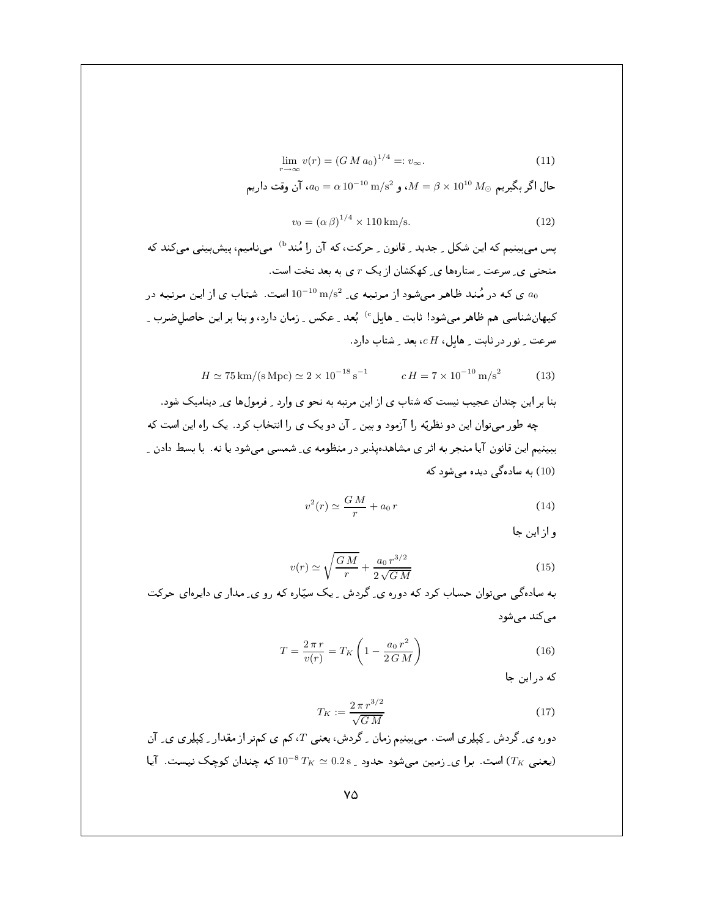$$\lim_{r\to\infty} v(r) = (G\,M\,a_0)^{1/4} =: v_\infty. \tag{11}$$

حال اگر بگیریم $M = \beta \times 10^{10}\, M_\odot$، و $a_0 = \alpha\, 10^{-10}\,\mathrm{m/s^2}$، آن وقت داریم

$$v_0 = (\alpha\,\beta)^{1/4} \times 110\,\mathrm{km/s}. \tag{12}$$

پس می‌بینیم که این شکل ـِ جدید ـِ قانون ـِ حرکت، که آن را مُند[b] می‌نامیم، پیش‌بینی می‌کند که منحنی یِ سرعت ـِ ستاره‌ها یِ کهکشان از یک $r$ ی به بعد تخت است.

$a_0$ ی که در مُند ظاهر می‌شود از مرتبه یِ $10^{-10}\,\mathrm{m/s^2}$ است. شتاب ی از این مرتبه در کیهان‌شناسی هم ظاهر می‌شود! ثابت ـِ هابِل[c] بُعد ـِ عکس ـِ زمان دارد، و بنا بر این حاصلِ‌ضرب ـِ سرعت ـِ نور در ثابت ـِ هابِل، $c\,H$، بعد ـِ شتاب دارد.

$$H \simeq 75\,\mathrm{km/(s\,Mpc)} \simeq 2\times 10^{-18}\,\mathrm{s^{-1}} \qquad c\,H = 7\times 10^{-10}\,\mathrm{m/s^2} \tag{13}$$

بنا بر این چندان عجیب نیست که شتاب ی از این مرتبه به نحو ی وارد ـِ فرمول‌ها یِ دینامیک شود.

چه طور می‌توان این دو نظریّه را آزمود و بین ـِ آن دو یک ی را انتخاب کرد. یک راه این است که ببینیم این قانون آیا منجر به اثر ی مشاهده‌پذیر در منظومه یِ شمسی می‌شود یا نه. با بسط دادن ـِ (10) به ساده‌گی دیده می‌شود که

$$v^2(r) \simeq \frac{G\,M}{r} + a_0\,r \tag{14}$$

و از این جا

$$v(r) \simeq \sqrt{\frac{G\,M}{r}} + \frac{a_0\,r^{3/2}}{2\sqrt{G\,M}} \tag{15}$$

به ساده‌گی می‌توان حساب کرد که دوره یِ گردش ـِ یک سیّاره که رو یِ مدار ی دایره‌ای حرکت می‌کند می‌شود

$$T = \frac{2\,\pi\,r}{v(r)} = T_K\left(1 - \frac{a_0\,r^2}{2\,G\,M}\right) \tag{16}$$

که در این جا

$$T_K := \frac{2\,\pi\,r^{3/2}}{\sqrt{G\,M}} \tag{17}$$

دوره یِ گردش ـِ کِپلِری است. می‌بینیم زمان ـِ گردش، یعنی $T$، کم ی کم‌تر از مقدار ـِ کِپلِری یِ آن (یعنی $T_K$) است. برا یِ زمین می‌شود حدود ـِ $10^{-8}\,T_K \simeq 0.2\,\mathrm{s}$ که چندان کوچک نیست. آیا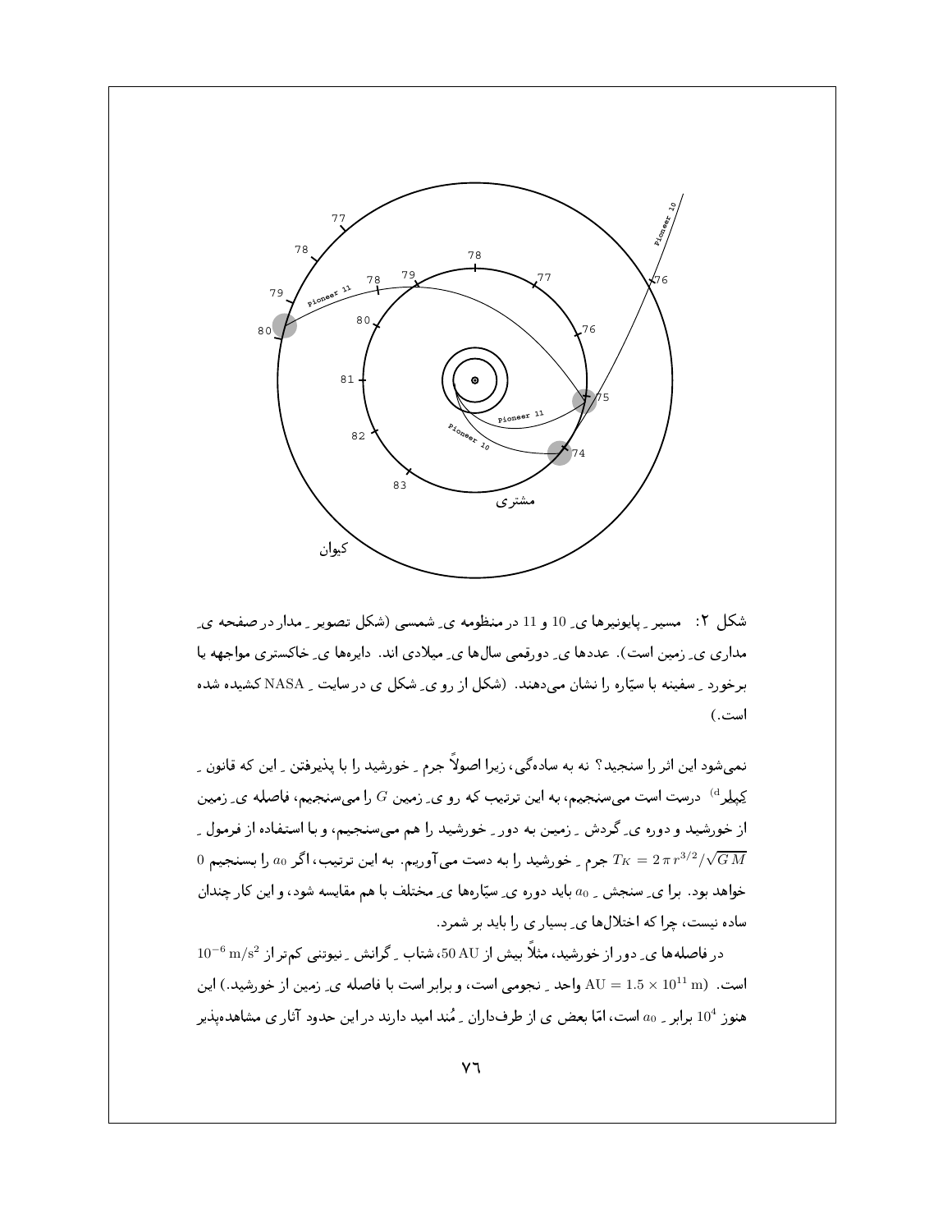شکل ۲: مسیر ِ پایونیرها ی ِ 10 و 11 در منظومه ی ِ شمسی (شکل تصویر ِ مدار در صفحه ی ِ مداری ی ِ زمین است). عددها ی ِ دورقمی سال‌ها ی ِ میلادی اند. دایره‌ها ی ِ خاکستری مواجهه یا برخورد ِ سفینه با سیّاره را نشان می‌دهند. (شکل از رو ی ِ شکل ی در سایت ِ NASA کشیده شده است.)

نمی‌شود این اثر را سنجید؟ نه به ساده‌گی، زیرا اصولاً جرم ِ خورشید را با پذیرفتن ِ این که قانون ِ کِپلِر[d] درست است می‌سنجیم، به این ترتیب که رو ی ِ زمین $G$ را می‌سنجیم، فاصله ی ِ زمین از خورشید و دوره ی ِ گردش ِ زمین به دور ِ خورشید را هم می‌سنجیم، و با استفاده از فرمول ِ $T_K = 2\,\pi\,r^{3/2}/\sqrt{G\,M}$ جرم ِ خورشید را به دست می‌آوریم. به این ترتیب، اگر $a_0$ را بسنجیم 0 خواهد بود. برا ی ِ سنجش ِ $a_0$ باید دوره ی ِ سیّاره‌ها ی ِ مختلف با هم مقایسه شود، و این کار چندان ساده نیست، چرا که اختلال‌ها ی ِ بسیاری را باید بر شمرد.

در فاصله‌ها ی ِ دور از خورشید، مثلاً بیش از $50\,\mathrm{AU}$، شتاب ِ گرانش ِ نیوتنی کم‌تر از $10^{-6}\,\mathrm{m/s^2}$ است. ($\mathrm{AU} = 1.5 \times 10^{11}\,\mathrm{m}$ واحد ِ نجومی است، و برابر است با فاصله ی ِ زمین از خورشید.) این هنوز $10^4$ برابر ِ $a_0$ است، امّا بعض ی از طرف‌داران ِ مُند امید دارند در این حدود آثار ی مشاهده‌پذیر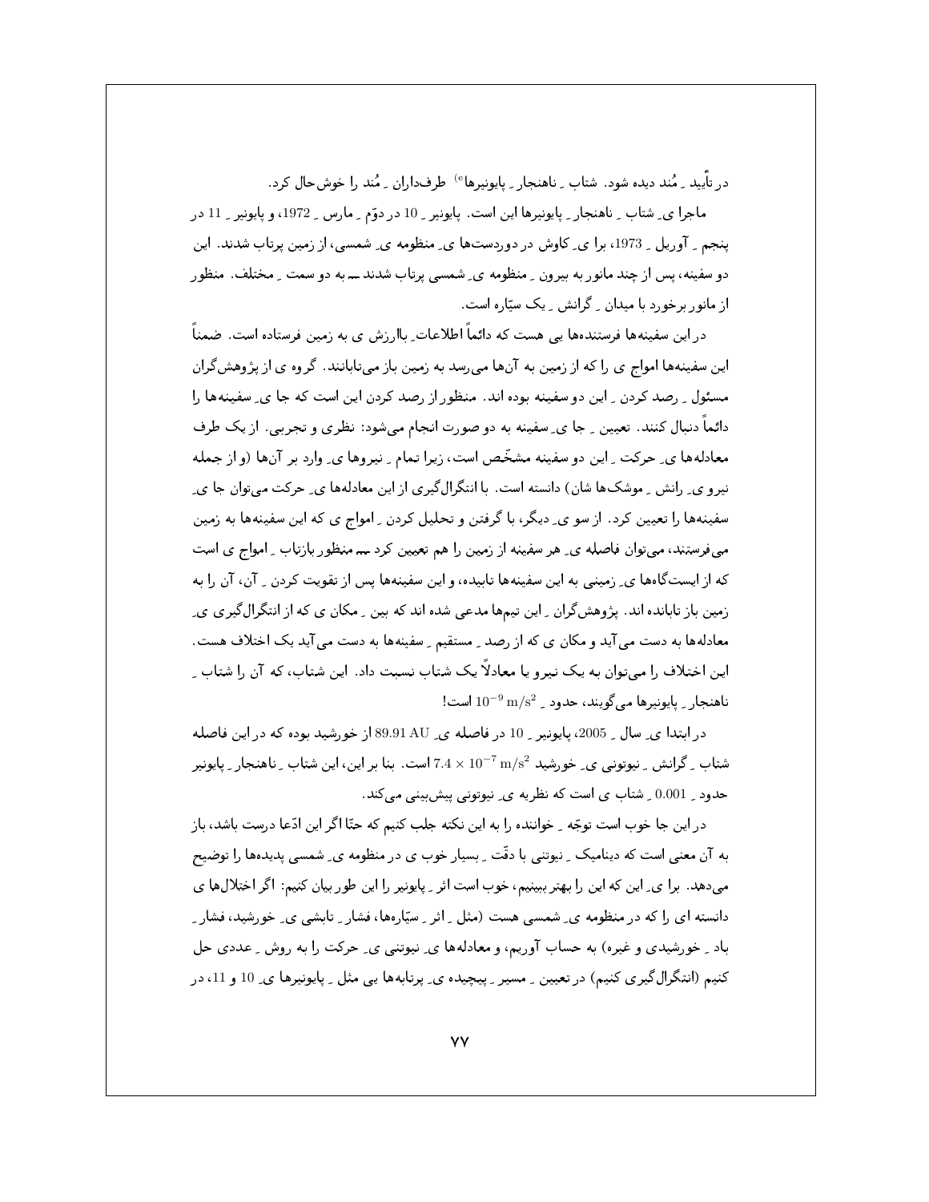در تأیید ِ مُند دیده شود. شتاب ِ ناهنجار ِ پایونیرها[e] طرف‌داران ِ مُند را خوش‌حال کرد.

ماجرا ی ِ شتاب ِ ناهنجار ِ پایونیرها این است. پایونیر ِ 10 در دوّم ِ مارس ِ 1972، و پایونیر ِ 11 در پنجم ِ آوریل ِ 1973، برا ی ِ کاوش در دوردست‌ها ی ِ منظومه ی ِ شمسی، از زمین پرتاب شدند. این دو سفینه، پس از چند مانور به بیرون ِ منظومه ی ِ شمسی پرتاب شدند ــ به دو سمت ِ مختلف. منظور از مانور برخورد با میدان ِ گرانش ِ یک سیّاره است.

در این سفینه‌ها فرستنده‌ها یی هست که دائماً اطلاعات ِ باارزش ی به زمین فرستاده است. ضمناً این سفینه‌ها امواج ی را که از زمین به آن‌ها می‌رسد به زمین باز می‌تابانند. گروه ی از پژوهش‌گران مسئول ِ رصد کردن ِ این دو سفینه بوده اند. منظور از رصد کردن این است که جا ی ِ سفینه‌ها را دائماً دنبال کنند. تعیین ِ جا ی ِ سفینه به دو صورت انجام می‌شود: نظری و تجربی. از یک طرف معادله‌ها ی ِ حرکت ِ این دو سفینه مشخّص است، زیرا تمام ِ نیروها ی ِ وارد بر آن‌ها (و از جمله نیرو ی ِ رانش ِ موشک‌ها شان) دانسته است. با انتگرال‌گیری از این معادله‌ها ی ِ حرکت می‌توان جا ی ِ سفینه‌ها را تعیین کرد. از سو ی ِ دیگر، با گرفتن و تحلیل کردن ِ امواج ی که این سفینه‌ها به زمین می‌فرستند، می‌توان فاصله ی ِ هر سفینه از زمین را هم تعیین کرد ــ منظور بازتاب ِ امواج ی است که از ایست‌گاه‌ها ی ِ زمینی به این سفینه‌ها تابیده، و این سفینه‌ها پس از تقویت کردن ِ آن، آن را به زمین باز تابانده اند. پژوهش‌گران ِ این تیم‌ها مدعی شده اند که بین ِ مکان ی که از انتگرال‌گیری ی ِ معادله‌ها به دست می‌آید و مکان ی که از رصد ِ مستقیم ِ سفینه‌ها به دست می‌آید یک اختلاف هست. این اختلاف را می‌توان به یک نیرو یا معادلاً یک شتاب نسبت داد. این شتاب، که آن را شتاب ِ ناهنجار ِ پایونیرها می‌گویند، حدود ِ $10^{-9}\,\mathrm{m/s^2}$ است!

در ابتدا ی ِ سال ِ 2005، پایونیر ِ 10 در فاصله ی ِ $89.91\,\mathrm{AU}$ از خورشید بوده که در این فاصله شتاب ِ گرانش ِ نیوتونی ی ِ خورشید $7.4 \times 10^{-7}\,\mathrm{m/s^2}$ است. بنا بر این، این شتاب ِ ناهنجار ِ پایونیر حدود ِ 0.001 ِ شتاب ی است که نظریه ی ِ نیوتونی پیش‌بینی می‌کند.

در این جا خوب است توجّه ِ خواننده را به این نکته جلب کنیم که حتّا اگر این ادّعا درست باشد، باز به آن معنی است که دینامیک ِ نیوتنی با دقّت ِ بسیار خوب ی در منظومه ی ِ شمسی پدیده‌ها را توضیح می‌دهد. برا ی ِ این که این را بهتر ببینیم، خوب است اثر ِ پایونیر را این طور بیان کنیم: اگر اختلال‌ها ی دانسته ای را که در منظومه ی ِ شمسی هست (مثل ِ اثر ِ سیّاره‌ها، فشار ِ تابشی ی ِ خورشید، فشار ِ باد ِ خورشیدی و غیره) به حساب آوریم، و معادله‌ها ی ِ نیوتنی ی ِ حرکت را به روش ِ عددی حل کنیم (انتگرال‌گیری کنیم) در تعیین ِ مسیر ِ پیچیده ی ِ پرتابه‌ها یی مثل ِ پایونیرها ی ِ 10 و 11، در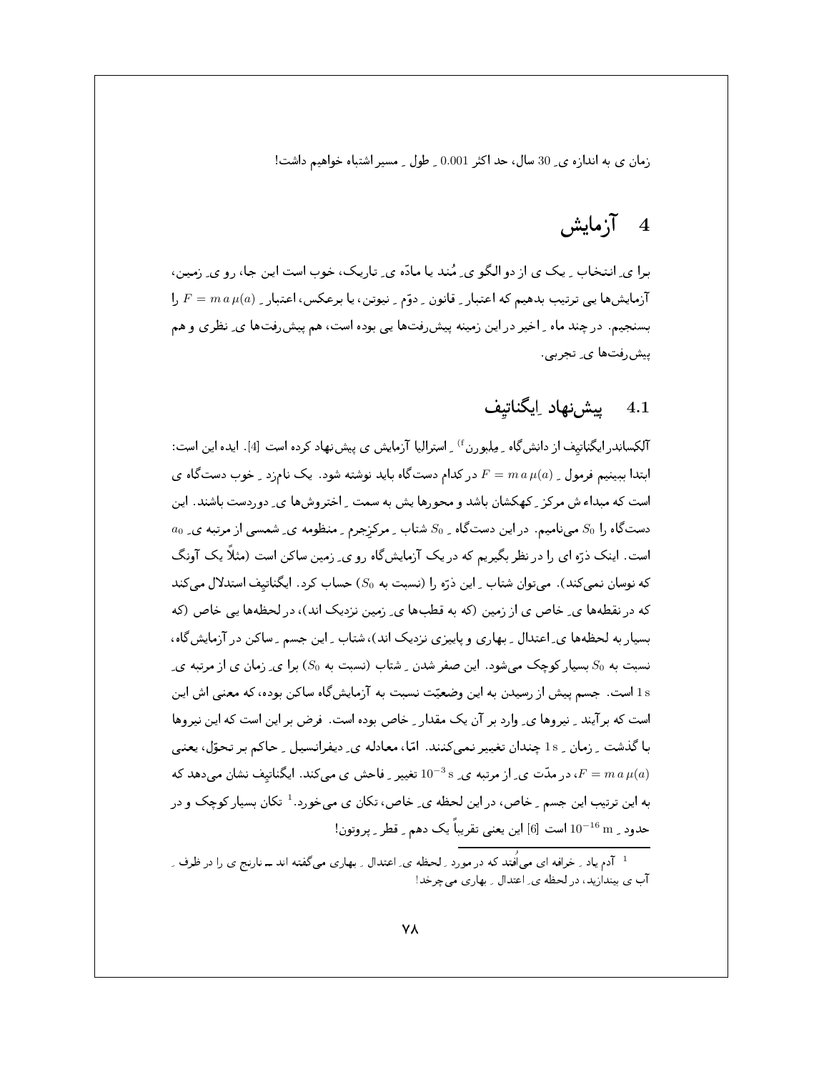زمان ی به اندازه ی ِ 30 سال، حد اکثر 0.001 ِ طول ِ مسیر اشتباه خواهیم داشت!

# 4 آزمایش

برا ی ِ انتخاب ِ یک ی از دو الگو ی ِ مُند یا مادّه ی ِ تاریک، خوب است این جا، رو ی ِ زمین، آزمایش‌ها یی ترتیب بدهیم که اعتبار ِ قانون ِ دوّم ِ نیوتن، یا برعکس، اعتبار ِ $F = m\,a\,\mu(a)$ را بسنجیم. در چند ماه ِ اخیر در این زمینه پیش‌رفت‌ها یی بوده است، هم پیش‌رفت‌ها ی ِ نظری و هم پیش‌رفت‌ها ی ِ تجربی.

## 4.1 پیش‌نهاد ِ ایگناتیِف

آلکساندر ایگناتیِف از دانش‌گاه ِ مِلبورن [f] ِ استرالیا آزمایش ی پیش‌نهاد کرده است [4]. ایده این است: ابتدا ببینیم فرمول ِ $F = m\,a\,\mu(a)$ در کدام دست‌گاه باید نوشته شود. یک نام‌زد ِ خوب دست‌گاه ی است که مبداء ش مرکز ِ کهکشان باشد و محورها یش به سمت ِ اختروش‌ها ی ِ دوردست باشند. این دست‌گاه را $S_0$ می‌نامیم. در این دست‌گاه ِ $S_0$ شتاب ِ مرکزِجرم ِ منظومه ی ِ شمسی از مرتبه ی ِ $a_0$ است. اینک ذرّه ای را در نظر بگیریم که در یک آزمایش‌گاه رو ی ِ زمین ساکن است (مثلاً یک آونگ که نوسان نمی‌کند). می‌توان شتاب ِ این ذرّه را (نسبت به $S_0$) حساب کرد. ایگناتیِف استدلال می‌کند که در نقطه‌ها ی ِ خاص ی از زمین (که به قطب‌ها ی ِ زمین نزدیک اند)، در لحظه‌ها یی خاص (که بسیار به لحظه‌ها ی ِ اعتدال ِ بهاری و پاییزی نزدیک اند)، شتاب ِ این جسم ِ ساکن در آزمایش‌گاه، نسبت به $S_0$ بسیار کوچک می‌شود. این صفر شدن ِ شتاب (نسبت به $S_0$) برا ی ِ زمان ی از مرتبه ی ِ 1 s است. جسم پیش از رسیدن به این وضعیّت نسبت به آزمایش‌گاه ساکن بوده، که معنی اش این است که برآیند ِ نیروها ی ِ وارد بر آن یک مقدار ِ خاص بوده است. فرض بر این است که این نیروها با گذشت ِ زمان ِ 1 s چندان تغییر نمی‌کنند. امّا، معادله ی ِ دیفرانسیل ِ حاکم بر تحوّل، یعنی $F = m\,a\,\mu(a)$، در مدّت ی ِ از مرتبه ی ِ $10^{-3}$ s تغییر ِ فاحش ی می‌کند. ایگناتیِف نشان می‌دهد که به این ترتیب این جسم ِ خاص، در این لحظه ی ِ خاص، تکان ی می‌خورد.[1] تکان بسیار کوچک و در حدود ِ $10^{-16}$ m است [6] این یعنی تقریباً یک دهم ِ قطر ِ پروتون!

---

[1] آدم یاد ِ خرافه ای می‌اُفتد که در مورد ِ لحظه ی ِ اعتدال ِ بهاری می‌گفته اند ــ نارنج ی را در ظرف ِ آب ی بیندازید، در لحظه ی ِ اعتدال ِ بهاری می‌چرخد!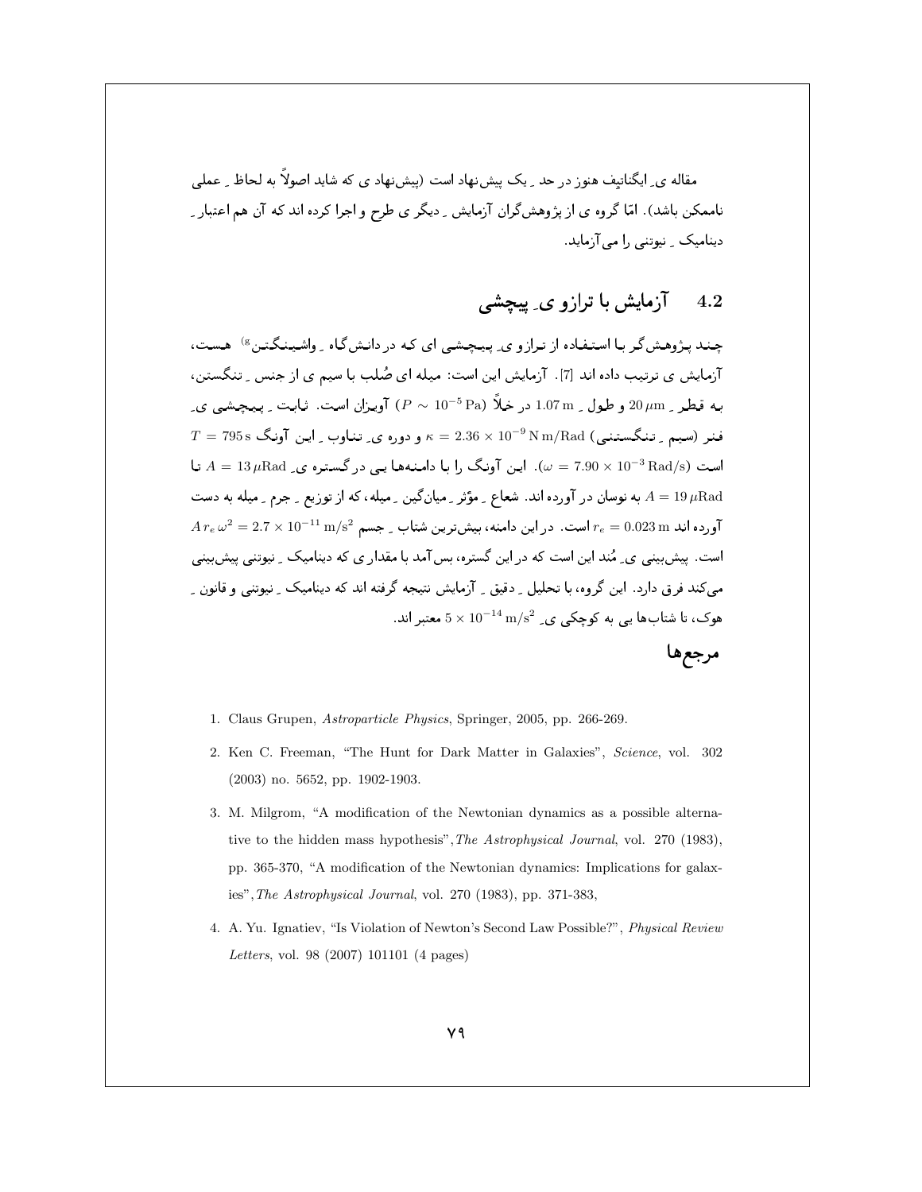مقاله ی ِ ایگناتیف هنوز در حد ِ یک پیش‌نهاد است (پیش‌نهاد ی که شاید اصولاً به لحاظ ِ عملی ناممکن باشد). امّا گروه ی از پژوهش‌گران آزمایش ِ دیگر ی طرح و اجرا کرده اند که آن هم اعتبار ِ دینامیک ِ نیوتنی را می‌آزماید.

## 4.2 آزمایش با ترازو ی ِ پیچشی

چند پژوهش‌گر با استفاده از ترازو ی ِ پیچشی ای که در دانش‌گاه ِ واشینگتن[g] هست، آزمایش ی ترتیب داده اند [7]. آزمایش این است: میله ای صُلب با سیم ی از جنس ِ تنگستن، به قطر ِ $20\,\mu\mathrm{m}$ و طول ِ $1.07\,\mathrm{m}$ در خلأ ($P\sim 10^{-5}\,\mathrm{Pa}$) آویزان است. ثابت ِ پیچشی ی ِ فنر (سیم ِ تنگستنی) $\kappa = 2.36\times 10^{-9}\,\mathrm{N\,m/Rad}$ و دوره ی ِ تناوب ِ این آونگ $T = 795\,\mathrm{s}$ است ($\omega = 7.90\times 10^{-3}\,\mathrm{Rad/s}$). این آونگ را با دامنه‌ها یی در گستره ی ِ $A = 13\,\mu\mathrm{Rad}$ تا $A = 19\,\mu\mathrm{Rad}$ به نوسان در آورده اند. شعاع ِ مؤثر ِ میانگین ِ میله، که از توزیع ِ جرم ِ میله به دست آورده اند $r_e = 0.023\,\mathrm{m}$ است. در این دامنه، بیش‌ترین شتاب ِ جسم $A\,r_e\,\omega^2 = 2.7\times 10^{-11}\,\mathrm{m/s^2}$ است. پیش‌بینی ی ِ مُند این است که در این گستره، بس‌آمد با مقدار ی که دینامیک ِ نیوتنی پیش‌بینی می‌کند فرق دارد. این گروه، با تحلیل ِ دقیق ِ آزمایش نتیجه گرفته اند که دینامیک ِ نیوتنی و قانون ِ هوک، تا شتاب‌ها یی به کوچکی ی ِ $5\times 10^{-14}\,\mathrm{m/s^2}$ معتبر اند.

## مرجع‌ها

1. Claus Grupen, *Astroparticle Physics*, Springer, 2005, pp. 266-269.
2. Ken C. Freeman, "The Hunt for Dark Matter in Galaxies", *Science*, vol. 302 (2003) no. 5652, pp. 1902-1903.
3. M. Milgrom, "A modification of the Newtonian dynamics as a possible alternative to the hidden mass hypothesis", *The Astrophysical Journal*, vol. 270 (1983), pp. 365-370, "A modification of the Newtonian dynamics: Implications for galaxies", *The Astrophysical Journal*, vol. 270 (1983), pp. 371-383,
4. A. Yu. Ignatiev, "Is Violation of Newton's Second Law Possible?", *Physical Review Letters*, vol. 98 (2007) 101101 (4 pages)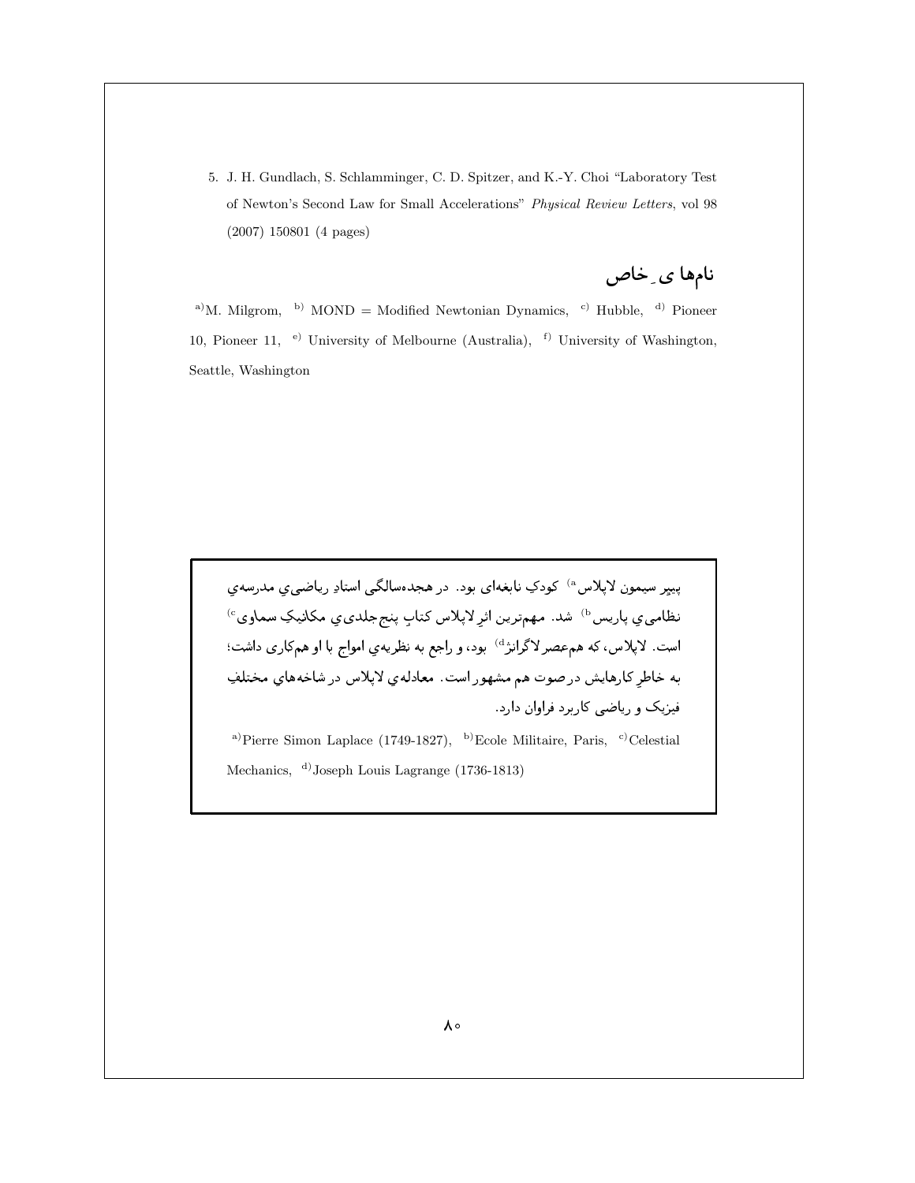5. J. H. Gundlach, S. Schlamminger, C. D. Spitzer, and K.-Y. Choi "Laboratory Test of Newton's Second Law for Small Accelerations" *Physical Review Letters*, vol 98 (2007) 150801 (4 pages)

## نام‌ها یِ خاص

[a]M. Milgrom, [b] MOND = Modified Newtonian Dynamics, [c] Hubble, [d] Pioneer 10, Pioneer 11, [e] University of Melbourne (Australia), [f] University of Washington, Seattle, Washington

پییر سیمون لاپلاس[a] کودکِ نابغه‌ای بود. در هجده‌سالگی استادِ ریاضیِ مدرسه‌ی نظامیِ پاریس[b] شد. مهم‌ترین اثرِ لاپلاس کتابِ پنج‌جلدیِ مکانیکِ سماوی[c] است. لاپلاس، که هم‌عصرِ لاگرانژ[d] بود، و راجع به نظریه‌ی امواج با او هم‌کاری داشت؛ به خاطرِ کارهایش در صوت هم مشهور است. معادله‌ی لاپلاس در شاخه‌های مختلفِ فیزیک و ریاضی کاربرد فراوان دارد.

[a]Pierre Simon Laplace (1749-1827), [b]Ecole Militaire, Paris, [c]Celestial Mechanics, [d]Joseph Louis Lagrange (1736-1813)